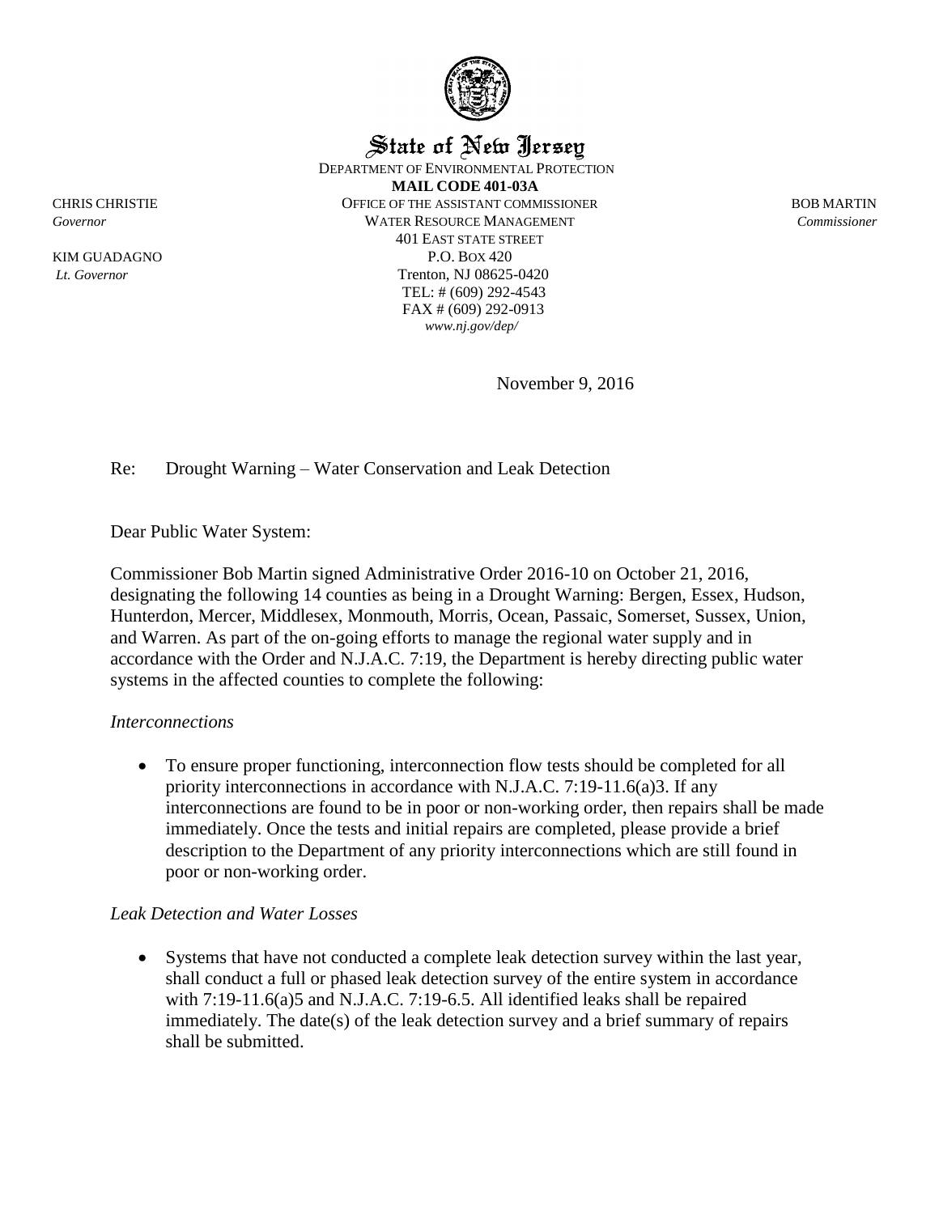# State of New Jersey

DEPARTMENT OF ENVIRONMENTAL PROTECTION
**MAIL CODE 401-03A**
OFFICE OF THE ASSISTANT COMMISSIONER
WATER RESOURCE MANAGEMENT
401 EAST STATE STREET
P.O. BOX 420
Trenton, NJ 08625-0420
TEL: # (609) 292-4543
FAX # (609) 292-0913
*www.nj.gov/dep/*

CHRIS CHRISTIE
*Governor*

KIM GUADAGNO
*Lt. Governor*

BOB MARTIN
*Commissioner*

November 9, 2016

Re: Drought Warning – Water Conservation and Leak Detection

Dear Public Water System:

Commissioner Bob Martin signed Administrative Order 2016-10 on October 21, 2016, designating the following 14 counties as being in a Drought Warning: Bergen, Essex, Hudson, Hunterdon, Mercer, Middlesex, Monmouth, Morris, Ocean, Passaic, Somerset, Sussex, Union, and Warren. As part of the on-going efforts to manage the regional water supply and in accordance with the Order and N.J.A.C. 7:19, the Department is hereby directing public water systems in the affected counties to complete the following:

*Interconnections*

- To ensure proper functioning, interconnection flow tests should be completed for all priority interconnections in accordance with N.J.A.C. 7:19-11.6(a)3. If any interconnections are found to be in poor or non-working order, then repairs shall be made immediately. Once the tests and initial repairs are completed, please provide a brief description to the Department of any priority interconnections which are still found in poor or non-working order.

*Leak Detection and Water Losses*

- Systems that have not conducted a complete leak detection survey within the last year, shall conduct a full or phased leak detection survey of the entire system in accordance with 7:19-11.6(a)5 and N.J.A.C. 7:19-6.5. All identified leaks shall be repaired immediately. The date(s) of the leak detection survey and a brief summary of repairs shall be submitted.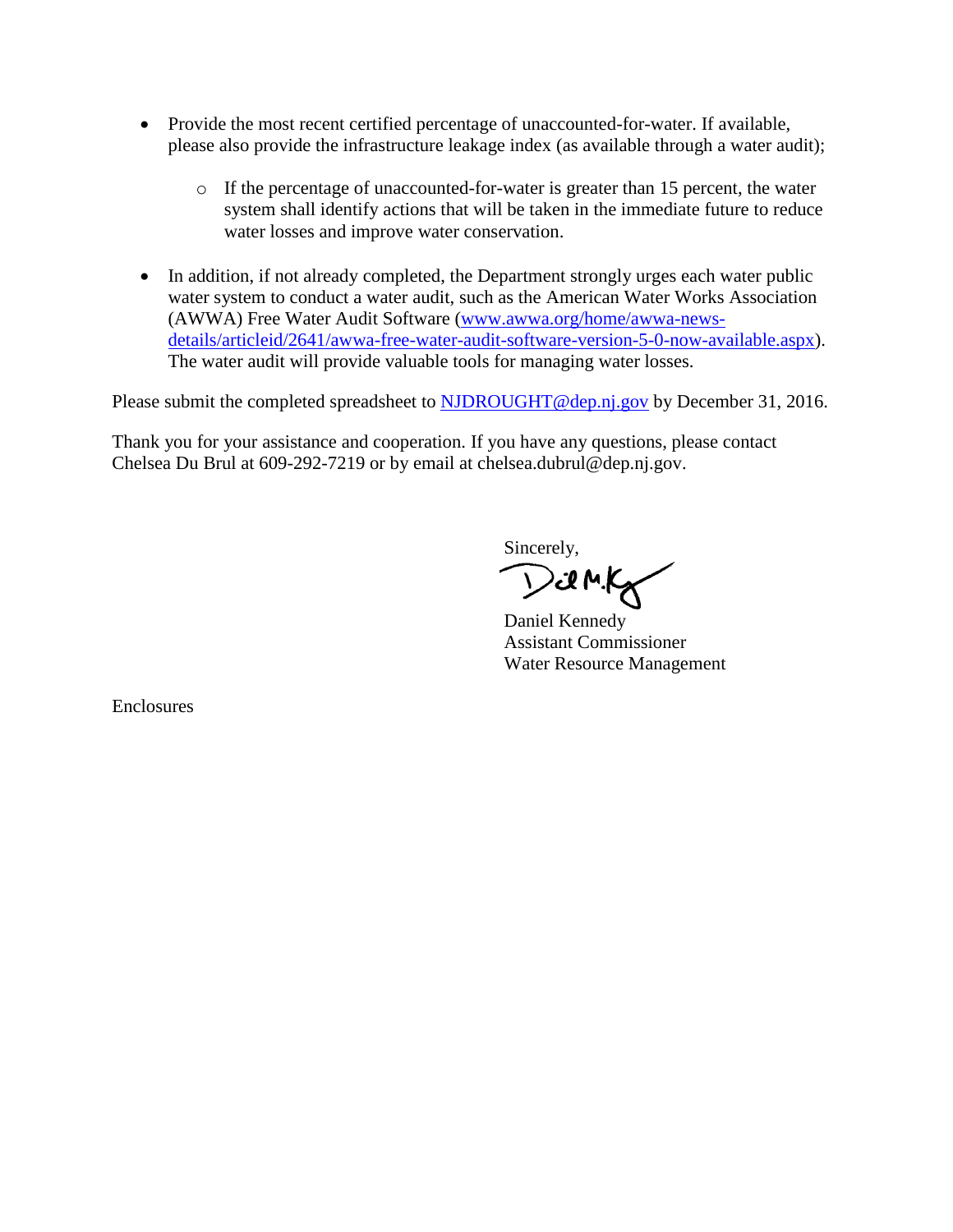- Provide the most recent certified percentage of unaccounted-for-water. If available, please also provide the infrastructure leakage index (as available through a water audit);
  - If the percentage of unaccounted-for-water is greater than 15 percent, the water system shall identify actions that will be taken in the immediate future to reduce water losses and improve water conservation.
- In addition, if not already completed, the Department strongly urges each water public water system to conduct a water audit, such as the American Water Works Association (AWWA) Free Water Audit Software (www.awwa.org/home/awwa-news-details/articleid/2641/awwa-free-water-audit-software-version-5-0-now-available.aspx). The water audit will provide valuable tools for managing water losses.

Please submit the completed spreadsheet to NJDROUGHT@dep.nj.gov by December 31, 2016.

Thank you for your assistance and cooperation. If you have any questions, please contact Chelsea Du Brul at 609-292-7219 or by email at chelsea.dubrul@dep.nj.gov.

Sincerely,

Daniel Kennedy
Assistant Commissioner
Water Resource Management

Enclosures